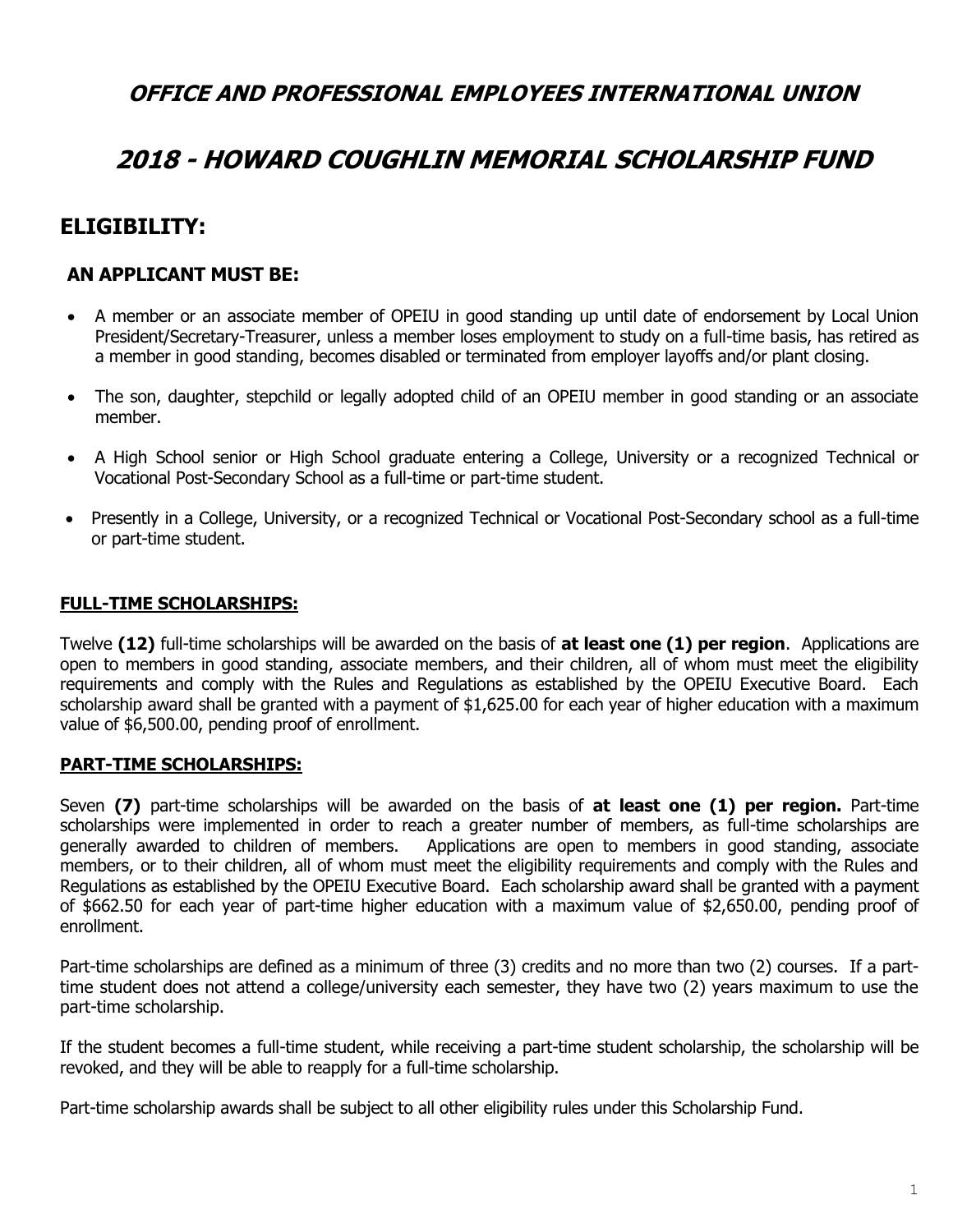# OFFICE AND PROFESSIONAL EMPLOYEES INTERNATIONAL UNION

# 2018 - HOWARD COUGHLIN MEMORIAL SCHOLARSHIP FUND

## ELIGIBILITY:

### AN APPLICANT MUST BE:

- A member or an associate member of OPEIU in good standing up until date of endorsement by Local Union President/Secretary-Treasurer, unless a member loses employment to study on a full-time basis, has retired as a member in good standing, becomes disabled or terminated from employer layoffs and/or plant closing.
- The son, daughter, stepchild or legally adopted child of an OPEIU member in good standing or an associate member.
- A High School senior or High School graduate entering a College, University or a recognized Technical or Vocational Post-Secondary School as a full-time or part-time student.
- Presently in a College, University, or a recognized Technical or Vocational Post-Secondary school as a full-time or part-time student.

### FULL-TIME SCHOLARSHIPS:

Twelve **(12)** full-time scholarships will be awarded on the basis of **at least one (1) per region**. Applications are open to members in good standing, associate members, and their children, all of whom must meet the eligibility requirements and comply with the Rules and Regulations as established by the OPEIU Executive Board. Each scholarship award shall be granted with a payment of $1,625.00 for each year of higher education with a maximum value of $6,500.00, pending proof of enrollment.

### PART-TIME SCHOLARSHIPS:

Seven **(7)** part-time scholarships will be awarded on the basis of **at least one (1) per region.** Part-time scholarships were implemented in order to reach a greater number of members, as full-time scholarships are generally awarded to children of members. Applications are open to members in good standing, associate members, or to their children, all of whom must meet the eligibility requirements and comply with the Rules and Regulations as established by the OPEIU Executive Board. Each scholarship award shall be granted with a payment of $662.50 for each year of part-time higher education with a maximum value of $2,650.00, pending proof of enrollment.

Part-time scholarships are defined as a minimum of three (3) credits and no more than two (2) courses. If a part-time student does not attend a college/university each semester, they have two (2) years maximum to use the part-time scholarship.

If the student becomes a full-time student, while receiving a part-time student scholarship, the scholarship will be revoked, and they will be able to reapply for a full-time scholarship.

Part-time scholarship awards shall be subject to all other eligibility rules under this Scholarship Fund.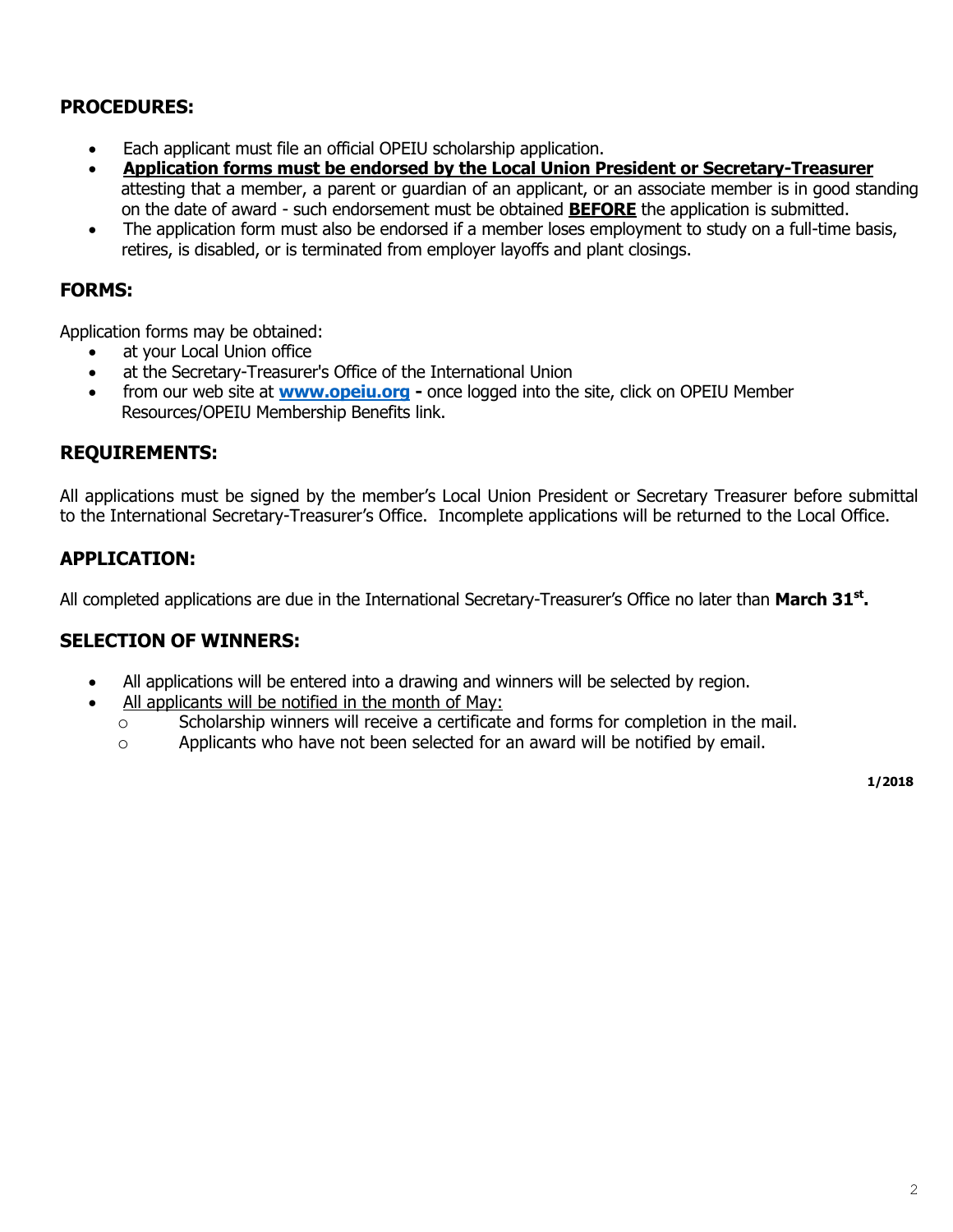## PROCEDURES:

- Each applicant must file an official OPEIU scholarship application.
- **Application forms must be endorsed by the Local Union President or Secretary-Treasurer** attesting that a member, a parent or guardian of an applicant, or an associate member is in good standing on the date of award - such endorsement must be obtained **BEFORE** the application is submitted.
- The application form must also be endorsed if a member loses employment to study on a full-time basis, retires, is disabled, or is terminated from employer layoffs and plant closings.

## FORMS:

Application forms may be obtained:

- at your Local Union office
- at the Secretary-Treasurer's Office of the International Union
- from our web site at **www.opeiu.org -** once logged into the site, click on OPEIU Member Resources/OPEIU Membership Benefits link.

## REQUIREMENTS:

All applications must be signed by the member's Local Union President or Secretary Treasurer before submittal to the International Secretary-Treasurer's Office. Incomplete applications will be returned to the Local Office.

## APPLICATION:

All completed applications are due in the International Secretary-Treasurer's Office no later than **March 31st.**

## SELECTION OF WINNERS:

- All applications will be entered into a drawing and winners will be selected by region.
- All applicants will be notified in the month of May:
  - Scholarship winners will receive a certificate and forms for completion in the mail.
  - Applicants who have not been selected for an award will be notified by email.

**1/2018**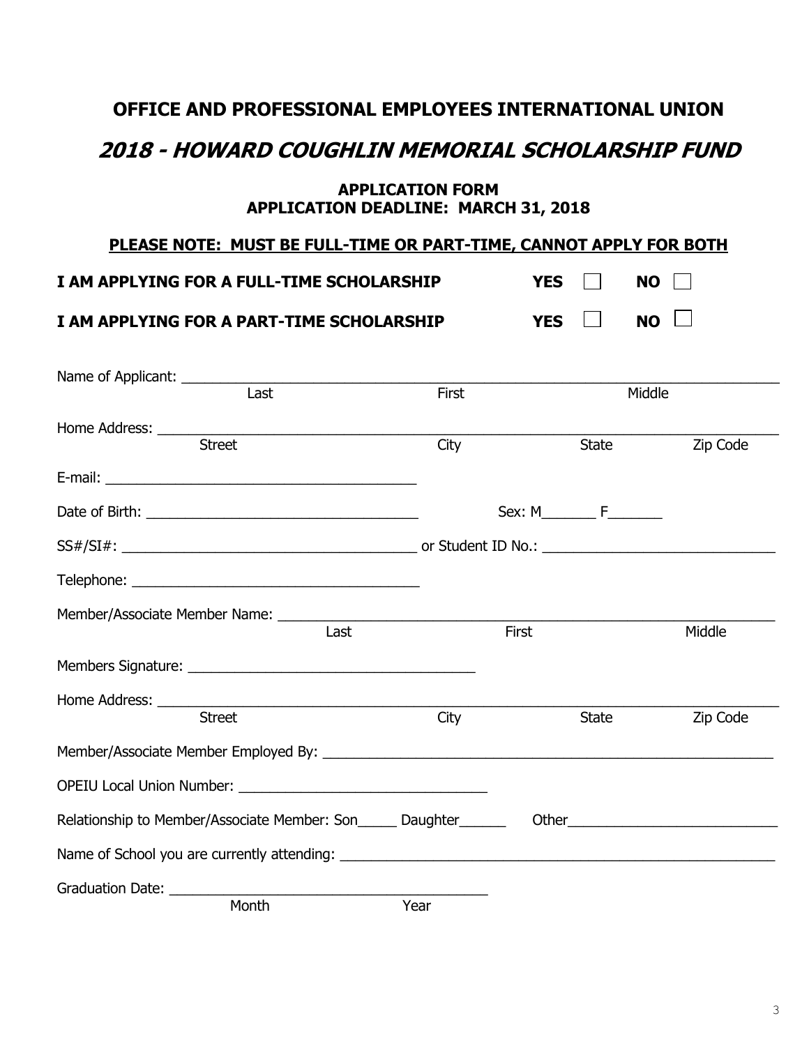## OFFICE AND PROFESSIONAL EMPLOYEES INTERNATIONAL UNION

# *2018 - HOWARD COUGHLIN MEMORIAL SCHOLARSHIP FUND*

### APPLICATION FORM
### APPLICATION DEADLINE: MARCH 31, 2018

**PLEASE NOTE: MUST BE FULL-TIME OR PART-TIME, CANNOT APPLY FOR BOTH**

**I AM APPLYING FOR A FULL-TIME SCHOLARSHIP** **YES** ☐ **NO** ☐

**I AM APPLYING FOR A PART-TIME SCHOLARSHIP** **YES** ☐ **NO** ☐

Name of Applicant: ______________________________________________
Last First Middle

Home Address: ______________________________________________
Street City State Zip Code

E-mail: ________________________________________

Date of Birth: ________________________________ Sex: M_______ F_______

SS#/SI#: ____________________________________ or Student ID No.: ____________________________

Telephone: ____________________________________

Member/Associate Member Name: ______________________________________________
Last First Middle

Members Signature: ____________________________________

Home Address: ______________________________________________
Street City State Zip Code

Member/Associate Member Employed By: ______________________________________________

OPEIU Local Union Number: ________________________________

Relationship to Member/Associate Member: Son_____ Daughter______ Other___________________________

Name of School you are currently attending: ______________________________________________

Graduation Date: ________________________________________
Month Year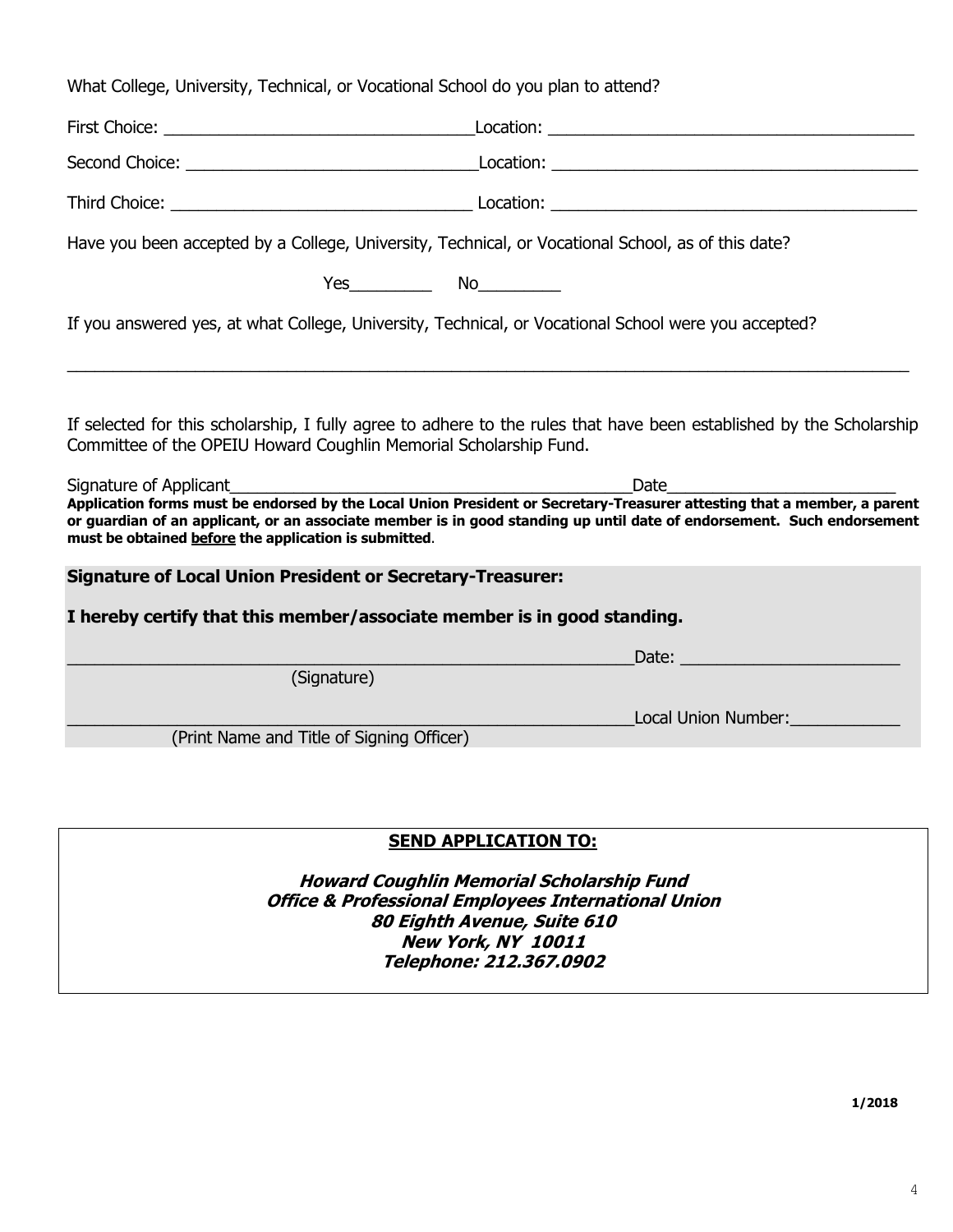What College, University, Technical, or Vocational School do you plan to attend?

First Choice: ___________________________________Location: ________________________________________

Second Choice: _________________________________Location: ________________________________________

Third Choice: __________________________________ Location: ________________________________________

Have you been accepted by a College, University, Technical, or Vocational School, as of this date?

Yes_________ No_________

If you answered yes, at what College, University, Technical, or Vocational School were you accepted?

_____________________________________________________________________________________________

If selected for this scholarship, I fully agree to adhere to the rules that have been established by the Scholarship Committee of the OPEIU Howard Coughlin Memorial Scholarship Fund.

Signature of Applicant_____________________________________________Date________________________

**Application forms must be endorsed by the Local Union President or Secretary-Treasurer attesting that a member, a parent or guardian of an applicant, or an associate member is in good standing up until date of endorsement. Such endorsement must be obtained <u>before</u> the application is submitted**.

**Signature of Local Union President or Secretary-Treasurer:**

**I hereby certify that this member/associate member is in good standing.**

_______________________________________________________________Date: ________________________

(Signature)

_______________________________________________________________Local Union Number:____________

(Print Name and Title of Signing Officer)

**<u>SEND APPLICATION TO:</u>**

***Howard Coughlin Memorial Scholarship Fund***
***Office & Professional Employees International Union***
***80 Eighth Avenue, Suite 610***
***New York, NY 10011***
***Telephone: 212.367.0902***

**1/2018**